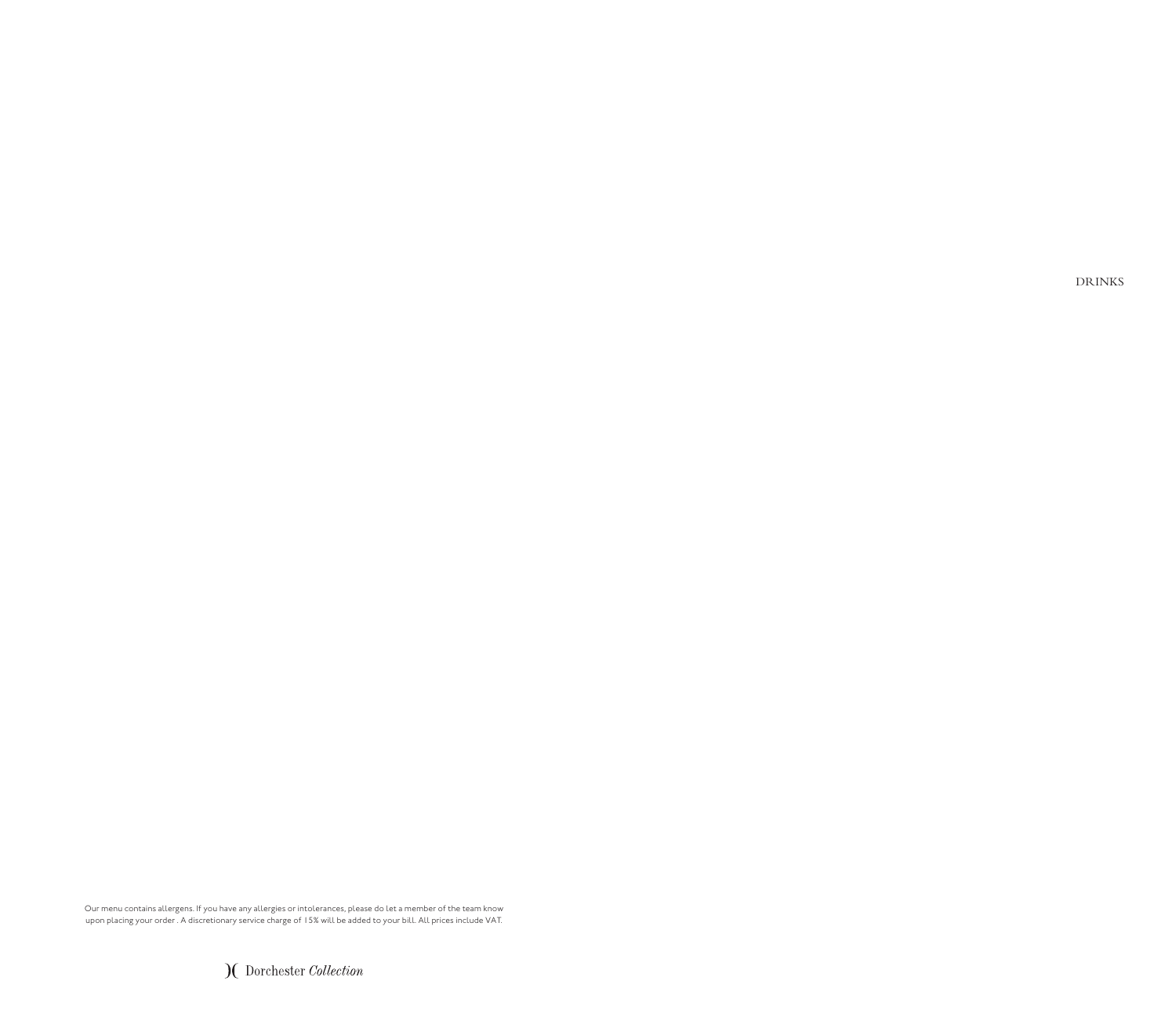# DRINKS

Our menu contains allergens. If you have any allergies or intolerances, please do let a member of the team know upon placing your order . A discretionary service charge of 15% will be added to your bill. All prices include VAT.

Dorchester *Collection*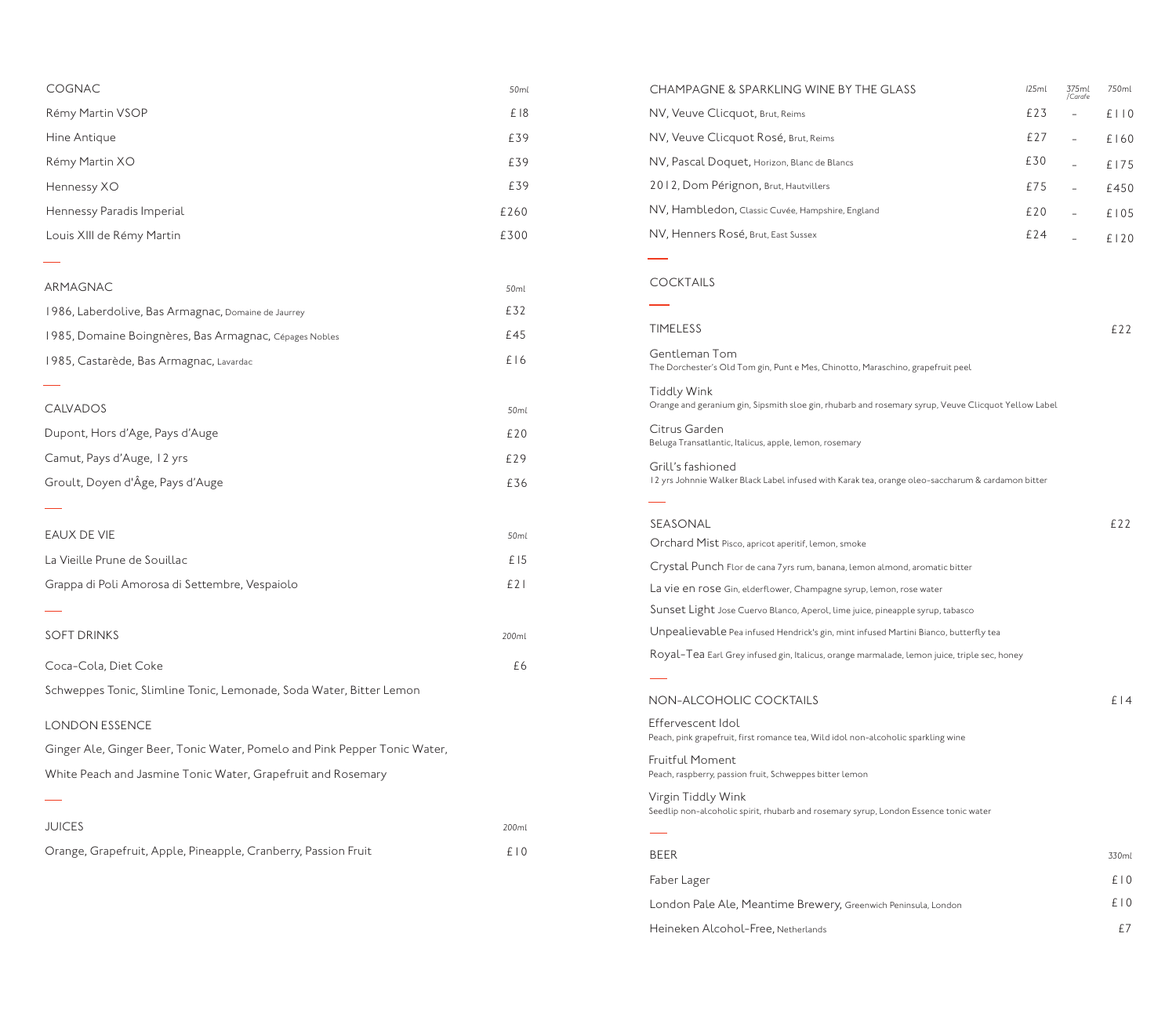## COGNAC

| | 50ml |
|---|---|
| Rémy Martin VSOP | £18 |
| Hine Antique | £39 |
| Rémy Martin XO | £39 |
| Hennessy XO | £39 |
| Hennessy Paradis Imperial | £260 |
| Louis XIII de Rémy Martin | £300 |

## ARMAGNAC

| | 50ml |
|---|---|
| 1986, Laberdolive, Bas Armagnac, Domaine de Jaurrey | £32 |
| 1985, Domaine Boingnères, Bas Armagnac, Cépages Nobles | £45 |
| 1985, Castarède, Bas Armagnac, Lavardac | £16 |

## CALVADOS

| | 50ml |
|---|---|
| Dupont, Hors d'Age, Pays d'Auge | £20 |
| Camut, Pays d'Auge, 12 yrs | £29 |
| Groult, Doyen d'Âge, Pays d'Auge | £36 |

## EAUX DE VIE

| | 50ml |
|---|---|
| La Vieille Prune de Souillac | £15 |
| Grappa di Poli Amorosa di Settembre, Vespaiolo | £21 |

## SOFT DRINKS

| | 200ml |
|---|---|
| Coca-Cola, Diet Coke | £6 |
| Schweppes Tonic, Slimline Tonic, Lemonade, Soda Water, Bitter Lemon | |

## LONDON ESSENCE

Ginger Ale, Ginger Beer, Tonic Water, Pomelo and Pink Pepper Tonic Water, White Peach and Jasmine Tonic Water, Grapefruit and Rosemary

## JUICES

| | 200ml |
|---|---|
| Orange, Grapefruit, Apple, Pineapple, Cranberry, Passion Fruit | £10 |

## CHAMPAGNE & SPARKLING WINE BY THE GLASS

| | 125ml | 375ml /Carafe | 750ml |
|---|---|---|---|
| NV, Veuve Clicquot, Brut, Reims | £23 | - | £110 |
| NV, Veuve Clicquot Rosé, Brut, Reims | £27 | - | £160 |
| NV, Pascal Doquet, Horizon, Blanc de Blancs | £30 | - | £175 |
| 2012, Dom Pérignon, Brut, Hautvillers | £75 | - | £450 |
| NV, Hambledon, Classic Cuvée, Hampshire, England | £20 | - | £105 |
| NV, Henners Rosé, Brut, East Sussex | £24 | - | £120 |

## COCKTAILS

### TIMELESS — £22

**Gentleman Tom**
The Dorchester's Old Tom gin, Punt e Mes, Chinotto, Maraschino, grapefruit peel

**Tiddly Wink**
Orange and geranium gin, Sipsmith sloe gin, rhubarb and rosemary syrup, Veuve Clicquot Yellow Label

**Citrus Garden**
Beluga Transatlantic, Italicus, apple, lemon, rosemary

**Grill's fashioned**
12 yrs Johnnie Walker Black Label infused with Karak tea, orange oleo-saccharum & cardamon bitter

### SEASONAL — £22

**Orchard Mist** Pisco, apricot aperitif, lemon, smoke

**Crystal Punch** Flor de cana 7yrs rum, banana, lemon almond, aromatic bitter

**La vie en rose** Gin, elderflower, Champagne syrup, lemon, rose water

**Sunset Light** Jose Cuervo Blanco, Aperol, lime juice, pineapple syrup, tabasco

**Unpealievable** Pea infused Hendrick's gin, mint infused Martini Bianco, butterfly tea

**Royal-Tea** Earl Grey infused gin, Italicus, orange marmalade, lemon juice, triple sec, honey

### NON-ALCOHOLIC COCKTAILS — £14

**Effervescent Idol**
Peach, pink grapefruit, first romance tea, Wild idol non-alcoholic sparkling wine

**Fruitful Moment**
Peach, raspberry, passion fruit, Schweppes bitter lemon

**Virgin Tiddly Wink**
Seedlip non-alcoholic spirit, rhubarb and rosemary syrup, London Essence tonic water

## BEER

| | 330ml |
|---|---|
| Faber Lager | £10 |
| London Pale Ale, Meantime Brewery, Greenwich Peninsula, London | £10 |
| Heineken Alcohol-Free, Netherlands | £7 |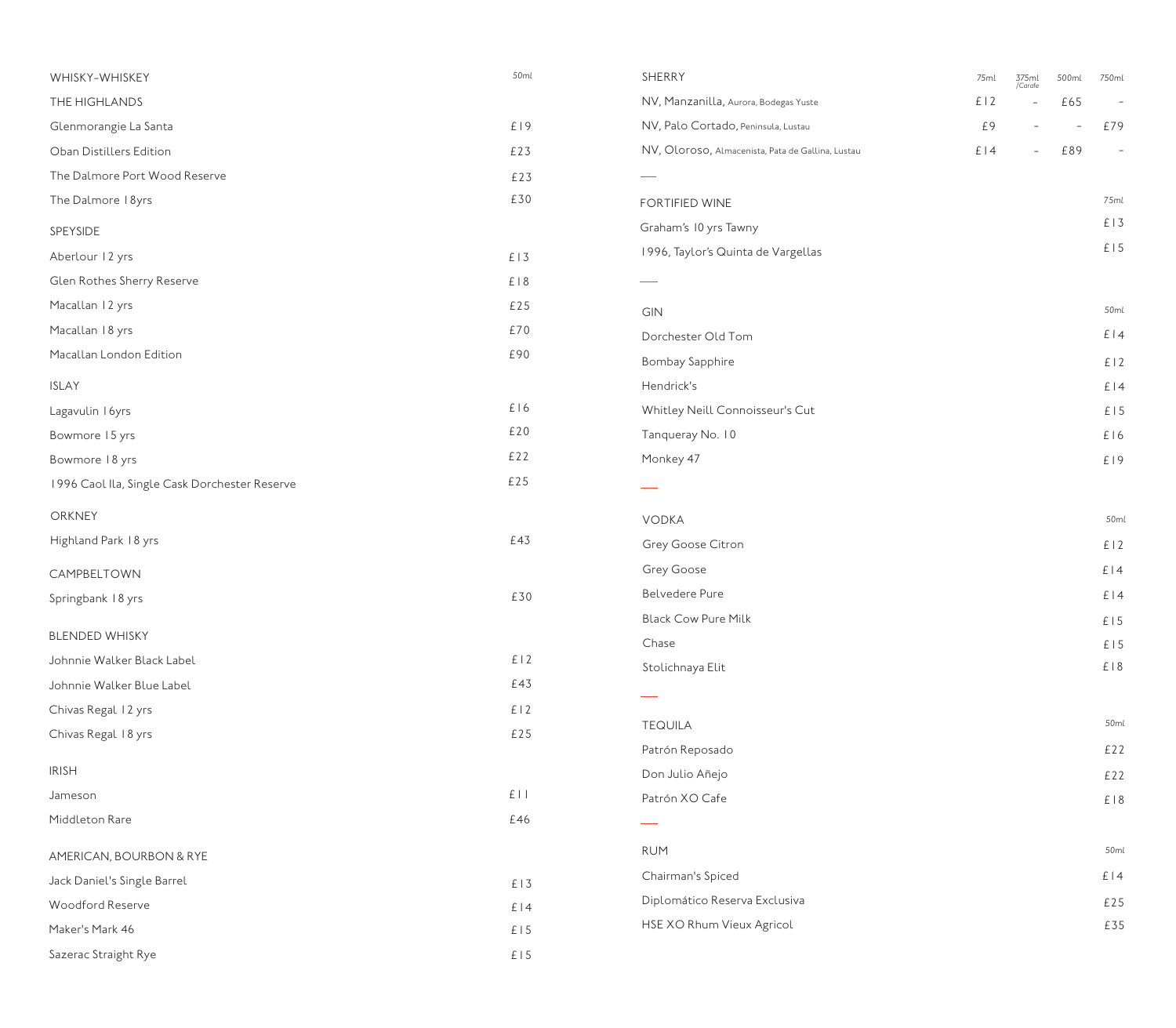## WHISKY-WHISKEY

### THE HIGHLANDS

| | 50ml |
|---|---|
| Glenmorangie La Santa | £19 |
| Oban Distillers Edition | £23 |
| The Dalmore Port Wood Reserve | £23 |
| The Dalmore 18yrs | £30 |

### SPEYSIDE

| | 50ml |
|---|---|
| Aberlour 12 yrs | £13 |
| Glen Rothes Sherry Reserve | £18 |
| Macallan 12 yrs | £25 |
| Macallan 18 yrs | £70 |
| Macallan London Edition | £90 |

### ISLAY

| | 50ml |
|---|---|
| Lagavulin 16yrs | £16 |
| Bowmore 15 yrs | £20 |
| Bowmore 18 yrs | £22 |
| 1996 Caol Ila, Single Cask Dorchester Reserve | £25 |

### ORKNEY

| | 50ml |
|---|---|
| Highland Park 18 yrs | £43 |

### CAMPBELTOWN

| | 50ml |
|---|---|
| Springbank 18 yrs | £30 |

### BLENDED WHISKY

| | 50ml |
|---|---|
| Johnnie Walker Black Label | £12 |
| Johnnie Walker Blue Label | £43 |
| Chivas Regal 12 yrs | £12 |
| Chivas Regal 18 yrs | £25 |

### IRISH

| | 50ml |
|---|---|
| Jameson | £11 |
| Middleton Rare | £46 |

### AMERICAN, BOURBON & RYE

| | 50ml |
|---|---|
| Jack Daniel's Single Barrel | £13 |
| Woodford Reserve | £14 |
| Maker's Mark 46 | £15 |
| Sazerac Straight Rye | £15 |

## SHERRY

| | 75ml | 375ml /Carafe | 500ml | 750ml |
|---|---|---|---|---|
| NV, Manzanilla, Aurora, Bodegas Yuste | £12 | - | £65 | - |
| NV, Palo Cortado, Peninsula, Lustau | £9 | - | - | £79 |
| NV, Oloroso, Almacenista, Pata de Gallina, Lustau | £14 | - | £89 | - |

## FORTIFIED WINE

| | 75ml |
|---|---|
| Graham's 10 yrs Tawny | £13 |
| 1996, Taylor's Quinta de Vargellas | £15 |

## GIN

| | 50ml |
|---|---|
| Dorchester Old Tom | £14 |
| Bombay Sapphire | £12 |
| Hendrick's | £14 |
| Whitley Neill Connoisseur's Cut | £15 |
| Tanqueray No. 10 | £16 |
| Monkey 47 | £19 |

## VODKA

| | 50ml |
|---|---|
| Grey Goose Citron | £12 |
| Grey Goose | £14 |
| Belvedere Pure | £14 |
| Black Cow Pure Milk | £15 |
| Chase | £15 |
| Stolichnaya Elit | £18 |

## TEQUILA

| | 50ml |
|---|---|
| Patrón Reposado | £22 |
| Don Julio Añejo | £22 |
| Patrón XO Cafe | £18 |

## RUM

| | 50ml |
|---|---|
| Chairman's Spiced | £14 |
| Diplomático Reserva Exclusiva | £25 |
| HSE XO Rhum Vieux Agricol | £35 |